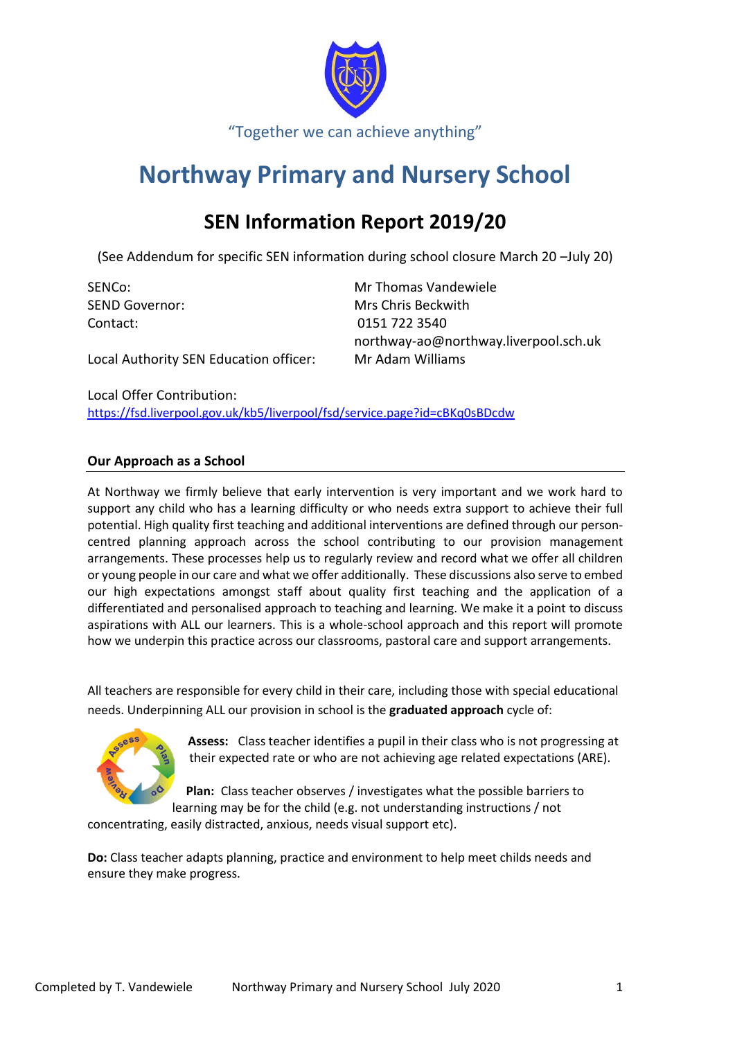"Together we can achieve anything"

# Northway Primary and Nursery School

## SEN Information Report 2019/20

(See Addendum for specific SEN information during school closure March 20 –July 20)

| | |
|---|---|
| SENCo: | Mr Thomas Vandewiele |
| SEND Governor: | Mrs Chris Beckwith |
| Contact: | 0151 722 3540 |
| | northway-ao@northway.liverpool.sch.uk |
| Local Authority SEN Education officer: | Mr Adam Williams |

Local Offer Contribution:
https://fsd.liverpool.gov.uk/kb5/liverpool/fsd/service.page?id=cBKq0sBDcdw

### Our Approach as a School

At Northway we firmly believe that early intervention is very important and we work hard to support any child who has a learning difficulty or who needs extra support to achieve their full potential. High quality first teaching and additional interventions are defined through our person-centred planning approach across the school contributing to our provision management arrangements. These processes help us to regularly review and record what we offer all children or young people in our care and what we offer additionally. These discussions also serve to embed our high expectations amongst staff about quality first teaching and the application of a differentiated and personalised approach to teaching and learning. We make it a point to discuss aspirations with ALL our learners. This is a whole-school approach and this report will promote how we underpin this practice across our classrooms, pastoral care and support arrangements.

All teachers are responsible for every child in their care, including those with special educational needs. Underpinning ALL our provision in school is the **graduated approach** cycle of:

**Assess:** Class teacher identifies a pupil in their class who is not progressing at their expected rate or who are not achieving age related expectations (ARE).

**Plan:** Class teacher observes / investigates what the possible barriers to learning may be for the child (e.g. not understanding instructions / not concentrating, easily distracted, anxious, needs visual support etc).

**Do:** Class teacher adapts planning, practice and environment to help meet childs needs and ensure they make progress.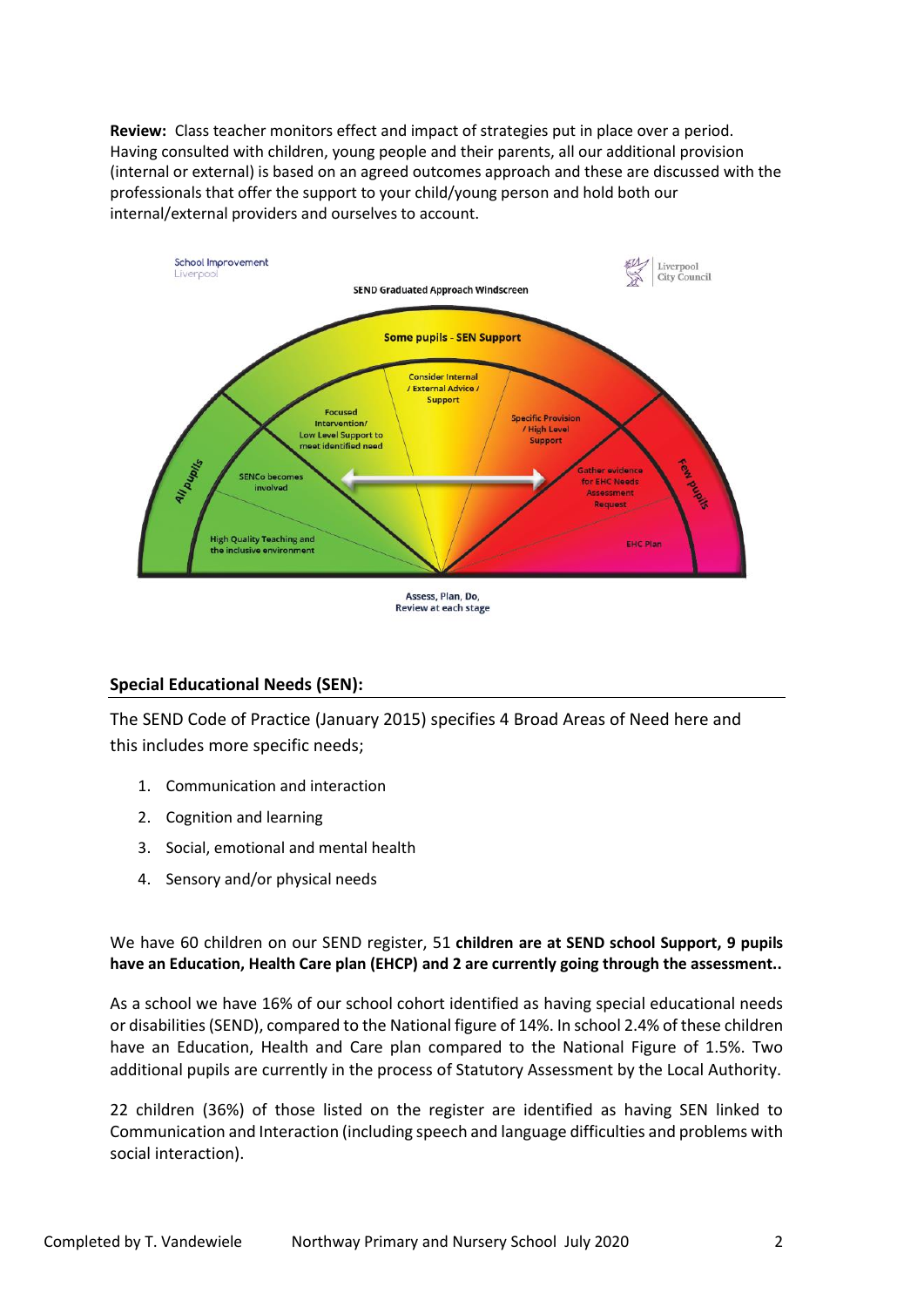**Review:** Class teacher monitors effect and impact of strategies put in place over a period. Having consulted with children, young people and their parents, all our additional provision (internal or external) is based on an agreed outcomes approach and these are discussed with the professionals that offer the support to your child/young person and hold both our internal/external providers and ourselves to account.

School Improvement Liverpool

Liverpool City Council

SEND Graduated Approach Windscreen

Some pupils - SEN Support

All pupils

Few pupils

High Quality Teaching and the inclusive environment

SENCo becomes involved

Focused Intervention/ Low Level Support to meet identified need

Consider Internal / External Advice / Support

Specific Provision / High Level Support

Gather evidence for EHC Needs Assessment Request

EHC Plan

Assess, Plan, Do, Review at each stage

## Special Educational Needs (SEN):

The SEND Code of Practice (January 2015) specifies 4 Broad Areas of Need here and this includes more specific needs;

1. Communication and interaction
2. Cognition and learning
3. Social, emotional and mental health
4. Sensory and/or physical needs

We have 60 children on our SEND register, 51 **children are at SEND school Support, 9 pupils have an Education, Health Care plan (EHCP) and 2 are currently going through the assessment..**

As a school we have 16% of our school cohort identified as having special educational needs or disabilities (SEND), compared to the National figure of 14%. In school 2.4% of these children have an Education, Health and Care plan compared to the National Figure of 1.5%. Two additional pupils are currently in the process of Statutory Assessment by the Local Authority.

22 children (36%) of those listed on the register are identified as having SEN linked to Communication and Interaction (including speech and language difficulties and problems with social interaction).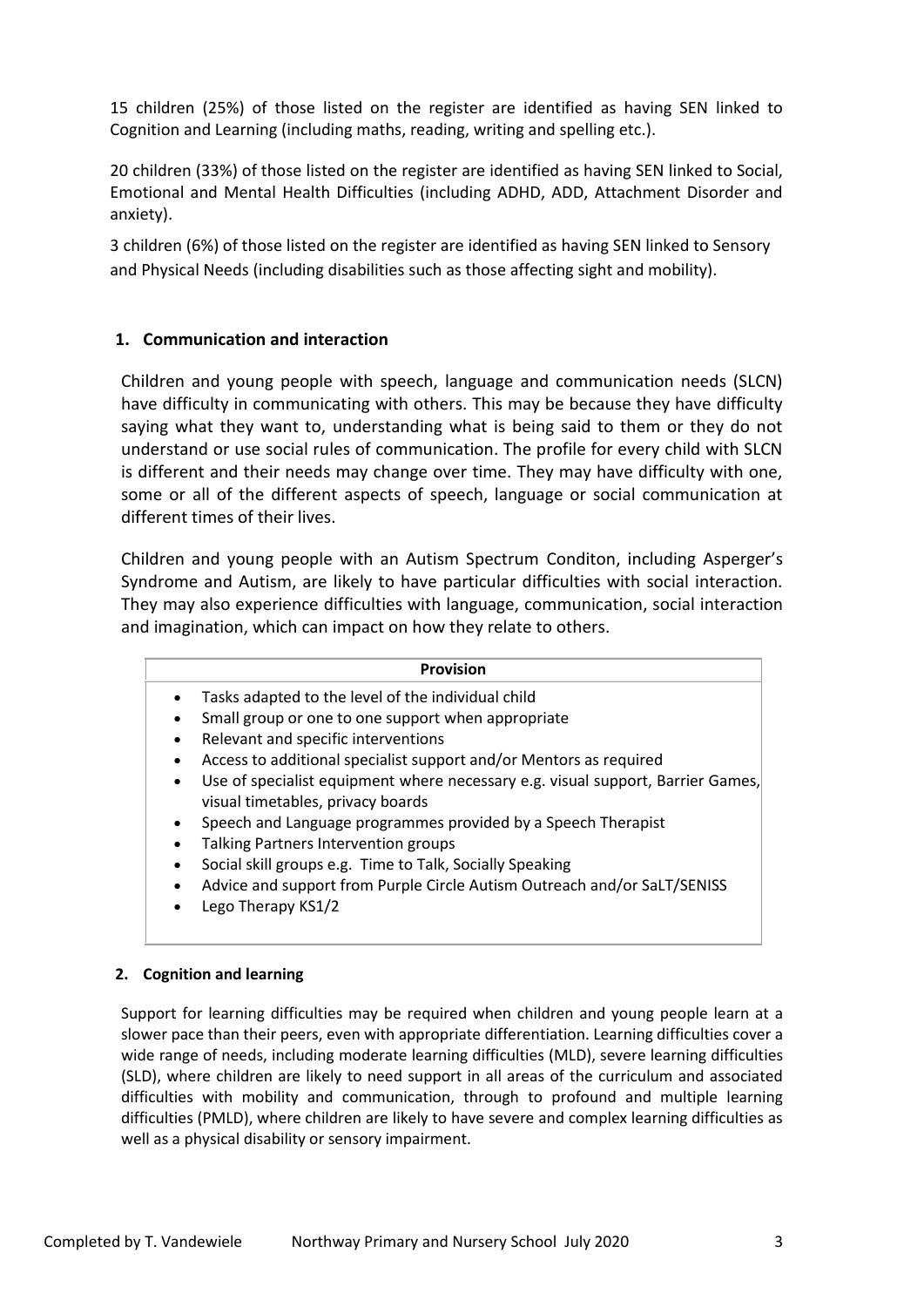15 children (25%) of those listed on the register are identified as having SEN linked to Cognition and Learning (including maths, reading, writing and spelling etc.).

20 children (33%) of those listed on the register are identified as having SEN linked to Social, Emotional and Mental Health Difficulties (including ADHD, ADD, Attachment Disorder and anxiety).

3 children (6%) of those listed on the register are identified as having SEN linked to Sensory and Physical Needs (including disabilities such as those affecting sight and mobility).

## 1. Communication and interaction

Children and young people with speech, language and communication needs (SLCN) have difficulty in communicating with others. This may be because they have difficulty saying what they want to, understanding what is being said to them or they do not understand or use social rules of communication. The profile for every child with SLCN is different and their needs may change over time. They may have difficulty with one, some or all of the different aspects of speech, language or social communication at different times of their lives.

Children and young people with an Autism Spectrum Conditon, including Asperger's Syndrome and Autism, are likely to have particular difficulties with social interaction. They may also experience difficulties with language, communication, social interaction and imagination, which can impact on how they relate to others.

| Provision |
| --- |
| • Tasks adapted to the level of the individual child<br>• Small group or one to one support when appropriate<br>• Relevant and specific interventions<br>• Access to additional specialist support and/or Mentors as required<br>• Use of specialist equipment where necessary e.g. visual support, Barrier Games, visual timetables, privacy boards<br>• Speech and Language programmes provided by a Speech Therapist<br>• Talking Partners Intervention groups<br>• Social skill groups e.g. Time to Talk, Socially Speaking<br>• Advice and support from Purple Circle Autism Outreach and/or SaLT/SENISS<br>• Lego Therapy KS1/2 |

## 2. Cognition and learning

Support for learning difficulties may be required when children and young people learn at a slower pace than their peers, even with appropriate differentiation. Learning difficulties cover a wide range of needs, including moderate learning difficulties (MLD), severe learning difficulties (SLD), where children are likely to need support in all areas of the curriculum and associated difficulties with mobility and communication, through to profound and multiple learning difficulties (PMLD), where children are likely to have severe and complex learning difficulties as well as a physical disability or sensory impairment.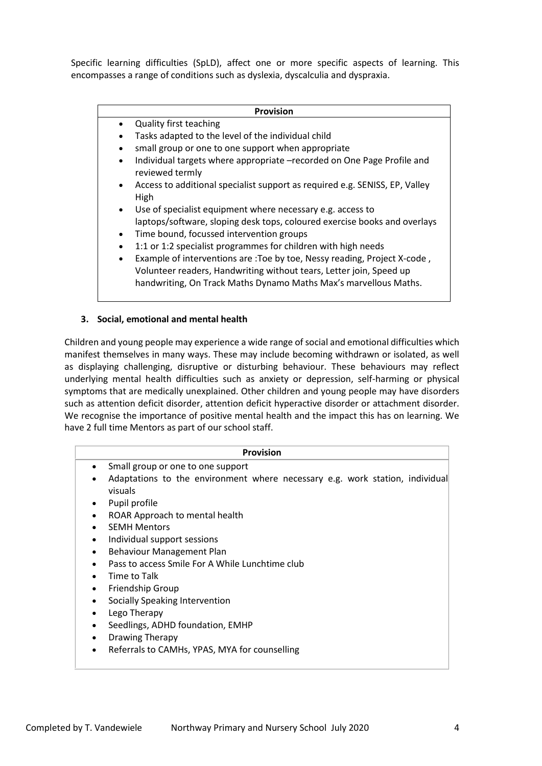Specific learning difficulties (SpLD), affect one or more specific aspects of learning. This encompasses a range of conditions such as dyslexia, dyscalculia and dyspraxia.

| Provision |
| --- |
| • Quality first teaching<br>• Tasks adapted to the level of the individual child<br>• small group or one to one support when appropriate<br>• Individual targets where appropriate –recorded on One Page Profile and reviewed termly<br>• Access to additional specialist support as required e.g. SENISS, EP, Valley High<br>• Use of specialist equipment where necessary e.g. access to laptops/software, sloping desk tops, coloured exercise books and overlays<br>• Time bound, focussed intervention groups<br>• 1:1 or 1:2 specialist programmes for children with high needs<br>• Example of interventions are :Toe by toe, Nessy reading, Project X-code , Volunteer readers, Handwriting without tears, Letter join, Speed up handwriting, On Track Maths Dynamo Maths Max's marvellous Maths. |

### 3. Social, emotional and mental health

Children and young people may experience a wide range of social and emotional difficulties which manifest themselves in many ways. These may include becoming withdrawn or isolated, as well as displaying challenging, disruptive or disturbing behaviour. These behaviours may reflect underlying mental health difficulties such as anxiety or depression, self-harming or physical symptoms that are medically unexplained. Other children and young people may have disorders such as attention deficit disorder, attention deficit hyperactive disorder or attachment disorder. We recognise the importance of positive mental health and the impact this has on learning. We have 2 full time Mentors as part of our school staff.

| Provision |
| --- |
| • Small group or one to one support<br>• Adaptations to the environment where necessary e.g. work station, individual visuals<br>• Pupil profile<br>• ROAR Approach to mental health<br>• SEMH Mentors<br>• Individual support sessions<br>• Behaviour Management Plan<br>• Pass to access Smile For A While Lunchtime club<br>• Time to Talk<br>• Friendship Group<br>• Socially Speaking Intervention<br>• Lego Therapy<br>• Seedlings, ADHD foundation, EMHP<br>• Drawing Therapy<br>• Referrals to CAMHs, YPAS, MYA for counselling |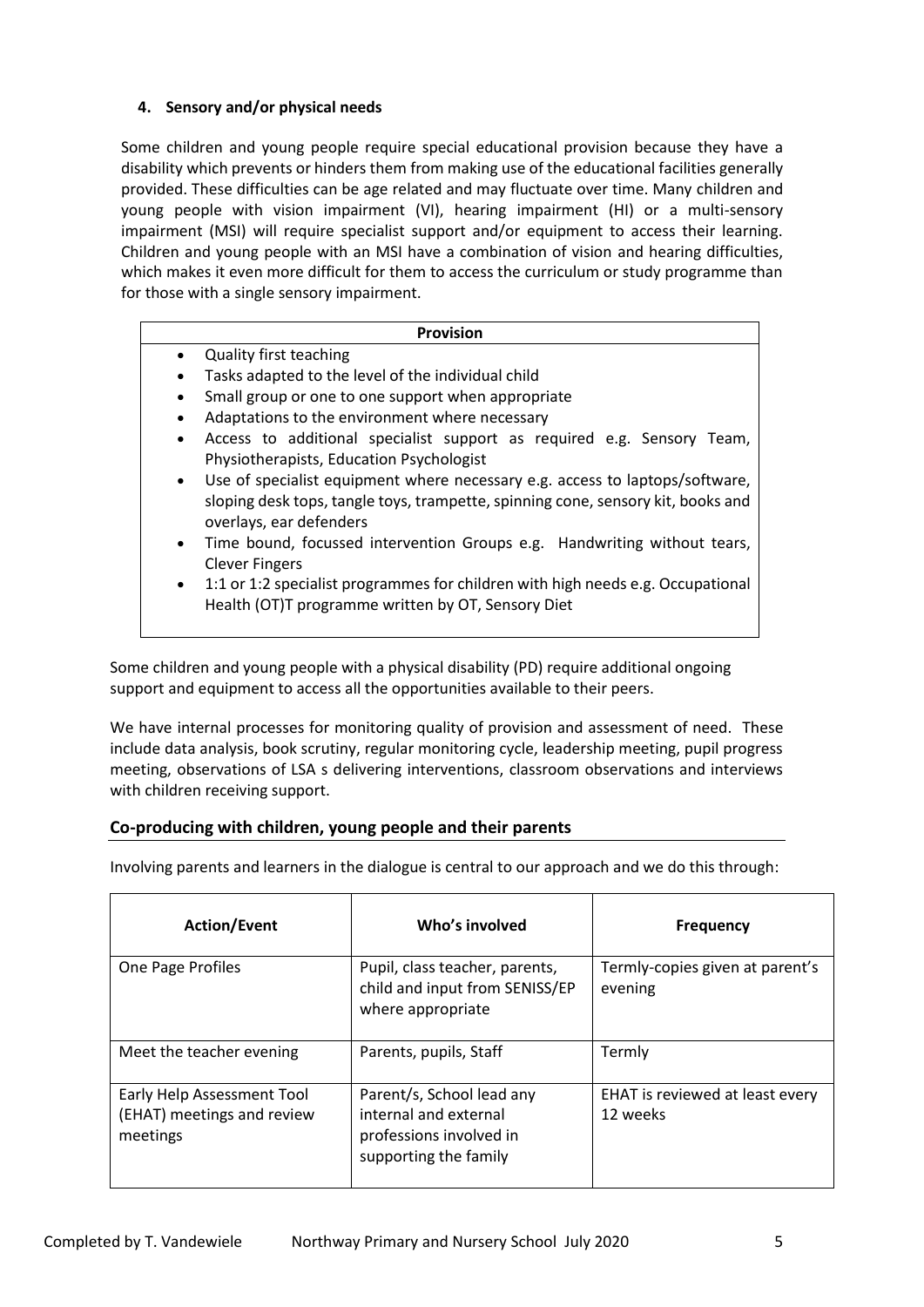### 4. Sensory and/or physical needs

Some children and young people require special educational provision because they have a disability which prevents or hinders them from making use of the educational facilities generally provided. These difficulties can be age related and may fluctuate over time. Many children and young people with vision impairment (VI), hearing impairment (HI) or a multi-sensory impairment (MSI) will require specialist support and/or equipment to access their learning. Children and young people with an MSI have a combination of vision and hearing difficulties, which makes it even more difficult for them to access the curriculum or study programme than for those with a single sensory impairment.

| Provision |
| --- |
| • Quality first teaching<br>• Tasks adapted to the level of the individual child<br>• Small group or one to one support when appropriate<br>• Adaptations to the environment where necessary<br>• Access to additional specialist support as required e.g. Sensory Team, Physiotherapists, Education Psychologist<br>• Use of specialist equipment where necessary e.g. access to laptops/software, sloping desk tops, tangle toys, trampette, spinning cone, sensory kit, books and overlays, ear defenders<br>• Time bound, focussed intervention Groups e.g. Handwriting without tears, Clever Fingers<br>• 1:1 or 1:2 specialist programmes for children with high needs e.g. Occupational Health (OT)T programme written by OT, Sensory Diet |

Some children and young people with a physical disability (PD) require additional ongoing support and equipment to access all the opportunities available to their peers.

We have internal processes for monitoring quality of provision and assessment of need. These include data analysis, book scrutiny, regular monitoring cycle, leadership meeting, pupil progress meeting, observations of LSA s delivering interventions, classroom observations and interviews with children receiving support.

## Co-producing with children, young people and their parents

Involving parents and learners in the dialogue is central to our approach and we do this through:

| Action/Event | Who's involved | Frequency |
| --- | --- | --- |
| One Page Profiles | Pupil, class teacher, parents, child and input from SENISS/EP where appropriate | Termly-copies given at parent's evening |
| Meet the teacher evening | Parents, pupils, Staff | Termly |
| Early Help Assessment Tool (EHAT) meetings and review meetings | Parent/s, School lead any internal and external professions involved in supporting the family | EHAT is reviewed at least every 12 weeks |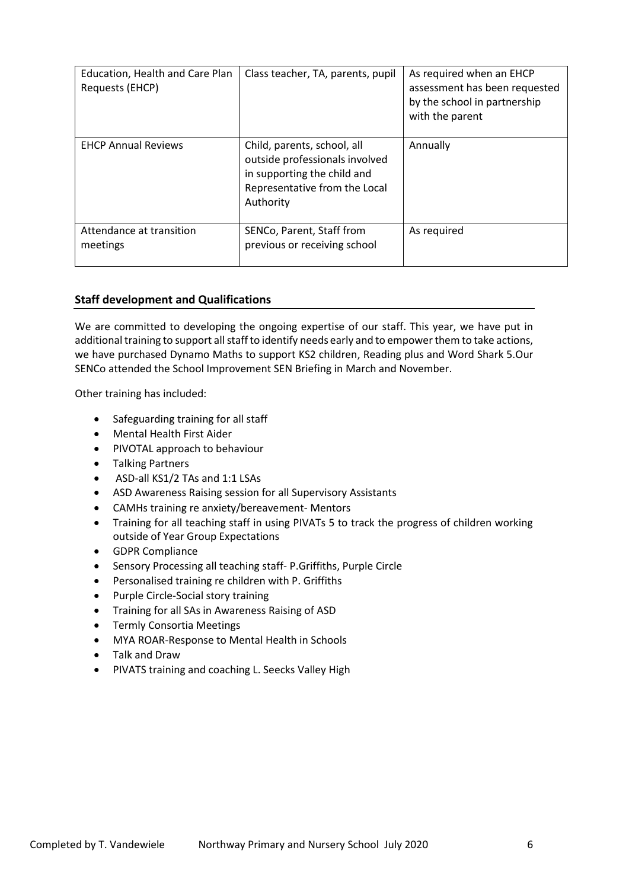| Education, Health and Care Plan Requests (EHCP) | Class teacher, TA, parents, pupil | As required when an EHCP assessment has been requested by the school in partnership with the parent |
|---|---|---|
| EHCP Annual Reviews | Child, parents, school, all outside professionals involved in supporting the child and Representative from the Local Authority | Annually |
| Attendance at transition meetings | SENCo, Parent, Staff from previous or receiving school | As required |

## Staff development and Qualifications

We are committed to developing the ongoing expertise of our staff. This year, we have put in additional training to support all staff to identify needs early and to empower them to take actions, we have purchased Dynamo Maths to support KS2 children, Reading plus and Word Shark 5.Our SENCo attended the School Improvement SEN Briefing in March and November.

Other training has included:

- Safeguarding training for all staff
- Mental Health First Aider
- PIVOTAL approach to behaviour
- Talking Partners
- ASD-all KS1/2 TAs and 1:1 LSAs
- ASD Awareness Raising session for all Supervisory Assistants
- CAMHs training re anxiety/bereavement- Mentors
- Training for all teaching staff in using PIVATs 5 to track the progress of children working outside of Year Group Expectations
- GDPR Compliance
- Sensory Processing all teaching staff- P.Griffiths, Purple Circle
- Personalised training re children with P. Griffiths
- Purple Circle-Social story training
- Training for all SAs in Awareness Raising of ASD
- Termly Consortia Meetings
- MYA ROAR-Response to Mental Health in Schools
- Talk and Draw
- PIVATS training and coaching L. Seecks Valley High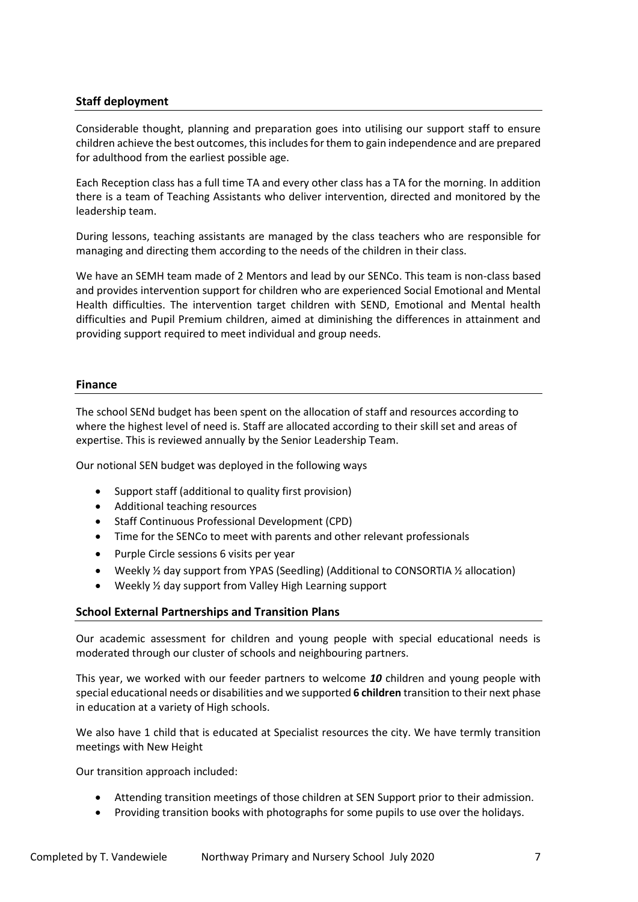## Staff deployment

Considerable thought, planning and preparation goes into utilising our support staff to ensure children achieve the best outcomes, this includes for them to gain independence and are prepared for adulthood from the earliest possible age.

Each Reception class has a full time TA and every other class has a TA for the morning. In addition there is a team of Teaching Assistants who deliver intervention, directed and monitored by the leadership team.

During lessons, teaching assistants are managed by the class teachers who are responsible for managing and directing them according to the needs of the children in their class.

We have an SEMH team made of 2 Mentors and lead by our SENCo. This team is non-class based and provides intervention support for children who are experienced Social Emotional and Mental Health difficulties. The intervention target children with SEND, Emotional and Mental health difficulties and Pupil Premium children, aimed at diminishing the differences in attainment and providing support required to meet individual and group needs.

## Finance

The school SENd budget has been spent on the allocation of staff and resources according to where the highest level of need is. Staff are allocated according to their skill set and areas of expertise. This is reviewed annually by the Senior Leadership Team.

Our notional SEN budget was deployed in the following ways

- Support staff (additional to quality first provision)
- Additional teaching resources
- Staff Continuous Professional Development (CPD)
- Time for the SENCo to meet with parents and other relevant professionals
- Purple Circle sessions 6 visits per year
- Weekly ½ day support from YPAS (Seedling) (Additional to CONSORTIA ½ allocation)
- Weekly ½ day support from Valley High Learning support

## School External Partnerships and Transition Plans

Our academic assessment for children and young people with special educational needs is moderated through our cluster of schools and neighbouring partners.

This year, we worked with our feeder partners to welcome ***10*** children and young people with special educational needs or disabilities and we supported **6 children** transition to their next phase in education at a variety of High schools.

We also have 1 child that is educated at Specialist resources the city. We have termly transition meetings with New Height

Our transition approach included:

- Attending transition meetings of those children at SEN Support prior to their admission.
- Providing transition books with photographs for some pupils to use over the holidays.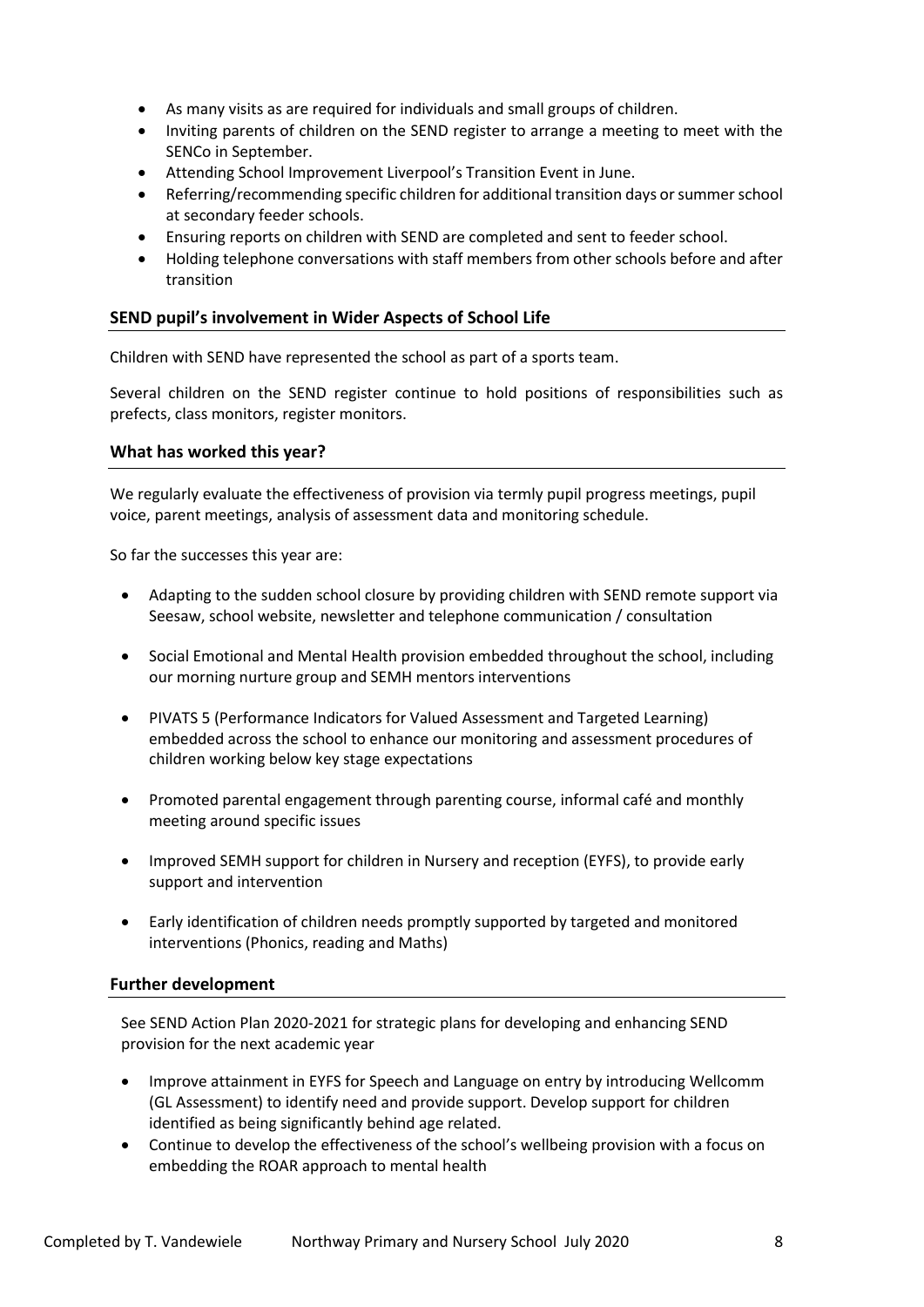- As many visits as are required for individuals and small groups of children.
- Inviting parents of children on the SEND register to arrange a meeting to meet with the SENCo in September.
- Attending School Improvement Liverpool's Transition Event in June.
- Referring/recommending specific children for additional transition days or summer school at secondary feeder schools.
- Ensuring reports on children with SEND are completed and sent to feeder school.
- Holding telephone conversations with staff members from other schools before and after transition

## SEND pupil's involvement in Wider Aspects of School Life

Children with SEND have represented the school as part of a sports team.

Several children on the SEND register continue to hold positions of responsibilities such as prefects, class monitors, register monitors.

## What has worked this year?

We regularly evaluate the effectiveness of provision via termly pupil progress meetings, pupil voice, parent meetings, analysis of assessment data and monitoring schedule.

So far the successes this year are:

- Adapting to the sudden school closure by providing children with SEND remote support via Seesaw, school website, newsletter and telephone communication / consultation
- Social Emotional and Mental Health provision embedded throughout the school, including our morning nurture group and SEMH mentors interventions
- PIVATS 5 (Performance Indicators for Valued Assessment and Targeted Learning) embedded across the school to enhance our monitoring and assessment procedures of children working below key stage expectations
- Promoted parental engagement through parenting course, informal café and monthly meeting around specific issues
- Improved SEMH support for children in Nursery and reception (EYFS), to provide early support and intervention
- Early identification of children needs promptly supported by targeted and monitored interventions (Phonics, reading and Maths)

## Further development

See SEND Action Plan 2020-2021 for strategic plans for developing and enhancing SEND provision for the next academic year

- Improve attainment in EYFS for Speech and Language on entry by introducing Wellcomm (GL Assessment) to identify need and provide support. Develop support for children identified as being significantly behind age related.
- Continue to develop the effectiveness of the school's wellbeing provision with a focus on embedding the ROAR approach to mental health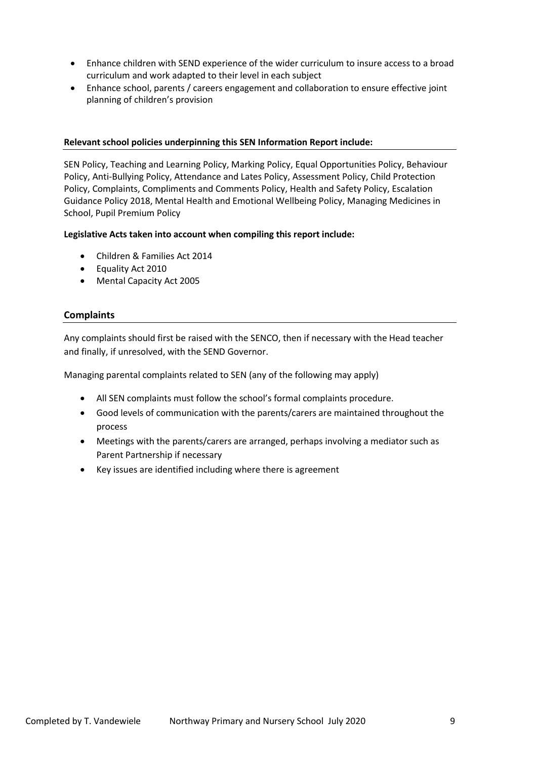- Enhance children with SEND experience of the wider curriculum to insure access to a broad curriculum and work adapted to their level in each subject
- Enhance school, parents / careers engagement and collaboration to ensure effective joint planning of children's provision

**Relevant school policies underpinning this SEN Information Report include:**

SEN Policy, Teaching and Learning Policy, Marking Policy, Equal Opportunities Policy, Behaviour Policy, Anti-Bullying Policy, Attendance and Lates Policy, Assessment Policy, Child Protection Policy, Complaints, Compliments and Comments Policy, Health and Safety Policy, Escalation Guidance Policy 2018, Mental Health and Emotional Wellbeing Policy, Managing Medicines in School, Pupil Premium Policy

**Legislative Acts taken into account when compiling this report include:**

- Children & Families Act 2014
- Equality Act 2010
- Mental Capacity Act 2005

## Complaints

Any complaints should first be raised with the SENCO, then if necessary with the Head teacher and finally, if unresolved, with the SEND Governor.

Managing parental complaints related to SEN (any of the following may apply)

- All SEN complaints must follow the school's formal complaints procedure.
- Good levels of communication with the parents/carers are maintained throughout the process
- Meetings with the parents/carers are arranged, perhaps involving a mediator such as Parent Partnership if necessary
- Key issues are identified including where there is agreement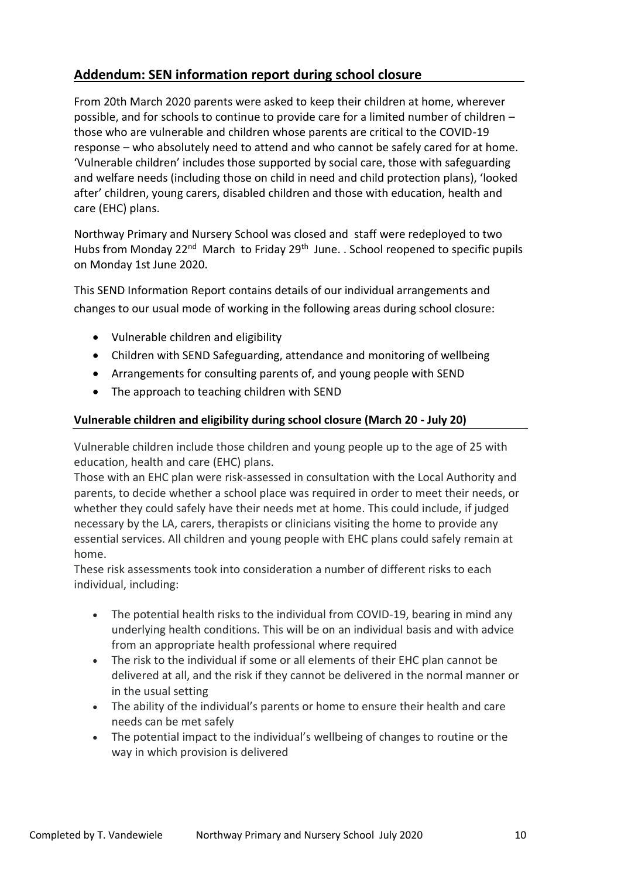## Addendum: SEN information report during school closure

From 20th March 2020 parents were asked to keep their children at home, wherever possible, and for schools to continue to provide care for a limited number of children – those who are vulnerable and children whose parents are critical to the COVID-19 response – who absolutely need to attend and who cannot be safely cared for at home. 'Vulnerable children' includes those supported by social care, those with safeguarding and welfare needs (including those on child in need and child protection plans), 'looked after' children, young carers, disabled children and those with education, health and care (EHC) plans.

Northway Primary and Nursery School was closed and staff were redeployed to two Hubs from Monday 22nd March to Friday 29th June. . School reopened to specific pupils on Monday 1st June 2020.

This SEND Information Report contains details of our individual arrangements and changes to our usual mode of working in the following areas during school closure:

- Vulnerable children and eligibility
- Children with SEND Safeguarding, attendance and monitoring of wellbeing
- Arrangements for consulting parents of, and young people with SEND
- The approach to teaching children with SEND

### Vulnerable children and eligibility during school closure (March 20 - July 20)

Vulnerable children include those children and young people up to the age of 25 with education, health and care (EHC) plans.

Those with an EHC plan were risk-assessed in consultation with the Local Authority and parents, to decide whether a school place was required in order to meet their needs, or whether they could safely have their needs met at home. This could include, if judged necessary by the LA, carers, therapists or clinicians visiting the home to provide any essential services. All children and young people with EHC plans could safely remain at home.

These risk assessments took into consideration a number of different risks to each individual, including:

- The potential health risks to the individual from COVID-19, bearing in mind any underlying health conditions. This will be on an individual basis and with advice from an appropriate health professional where required
- The risk to the individual if some or all elements of their EHC plan cannot be delivered at all, and the risk if they cannot be delivered in the normal manner or in the usual setting
- The ability of the individual's parents or home to ensure their health and care needs can be met safely
- The potential impact to the individual's wellbeing of changes to routine or the way in which provision is delivered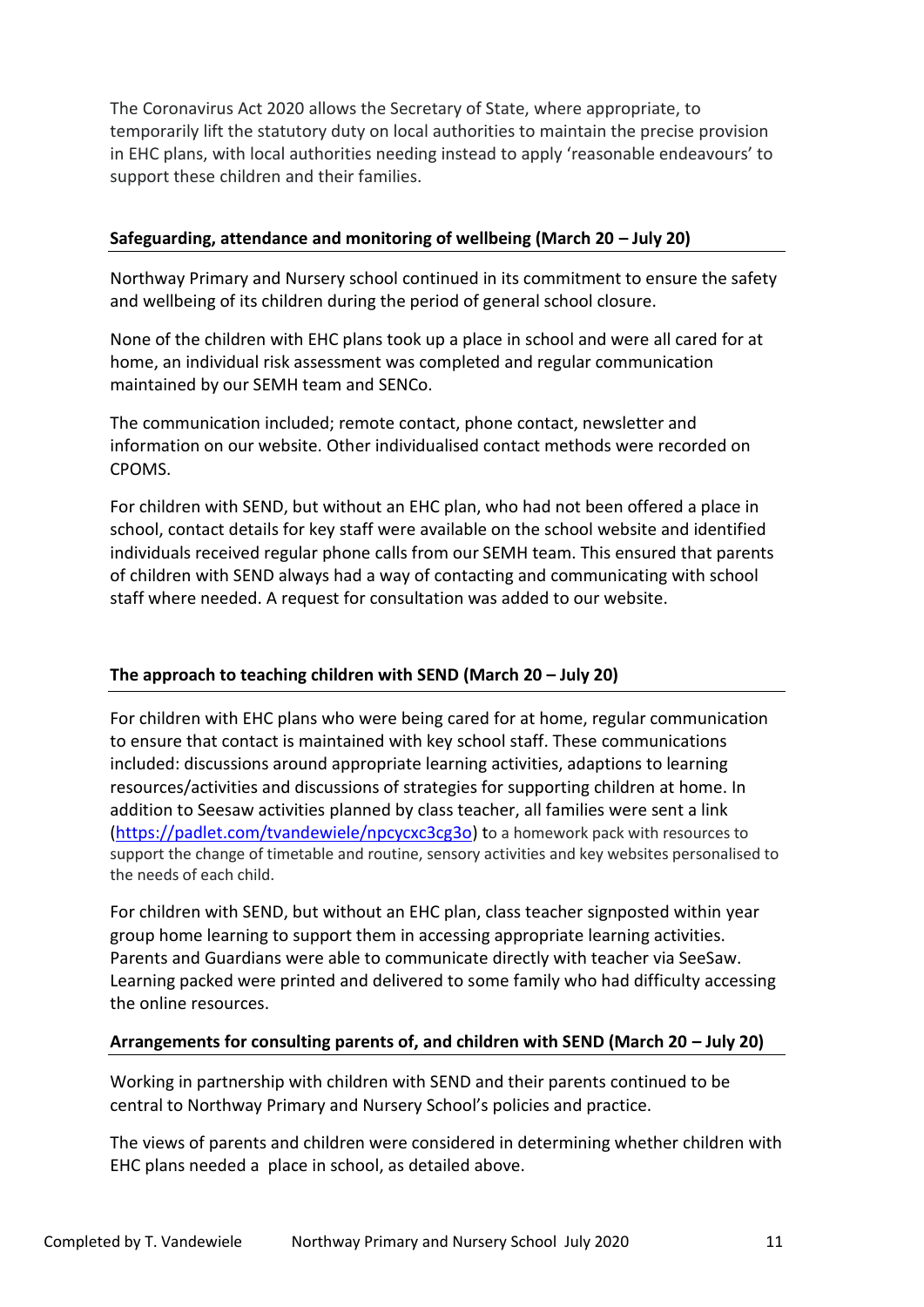The Coronavirus Act 2020 allows the Secretary of State, where appropriate, to temporarily lift the statutory duty on local authorities to maintain the precise provision in EHC plans, with local authorities needing instead to apply 'reasonable endeavours' to support these children and their families.

## Safeguarding, attendance and monitoring of wellbeing (March 20 – July 20)

Northway Primary and Nursery school continued in its commitment to ensure the safety and wellbeing of its children during the period of general school closure.

None of the children with EHC plans took up a place in school and were all cared for at home, an individual risk assessment was completed and regular communication maintained by our SEMH team and SENCo.

The communication included; remote contact, phone contact, newsletter and information on our website. Other individualised contact methods were recorded on CPOMS.

For children with SEND, but without an EHC plan, who had not been offered a place in school, contact details for key staff were available on the school website and identified individuals received regular phone calls from our SEMH team. This ensured that parents of children with SEND always had a way of contacting and communicating with school staff where needed. A request for consultation was added to our website.

## The approach to teaching children with SEND (March 20 – July 20)

For children with EHC plans who were being cared for at home, regular communication to ensure that contact is maintained with key school staff. These communications included: discussions around appropriate learning activities, adaptions to learning resources/activities and discussions of strategies for supporting children at home. In addition to Seesaw activities planned by class teacher, all families were sent a link (https://padlet.com/tvandewiele/npcycxc3cg3o) to a homework pack with resources to support the change of timetable and routine, sensory activities and key websites personalised to the needs of each child.

For children with SEND, but without an EHC plan, class teacher signposted within year group home learning to support them in accessing appropriate learning activities. Parents and Guardians were able to communicate directly with teacher via SeeSaw. Learning packed were printed and delivered to some family who had difficulty accessing the online resources.

## Arrangements for consulting parents of, and children with SEND (March 20 – July 20)

Working in partnership with children with SEND and their parents continued to be central to Northway Primary and Nursery School's policies and practice.

The views of parents and children were considered in determining whether children with EHC plans needed a place in school, as detailed above.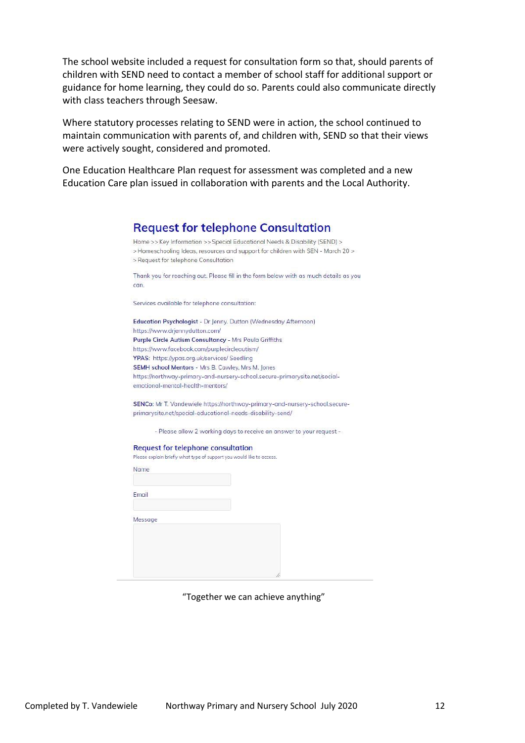The school website included a request for consultation form so that, should parents of children with SEND need to contact a member of school staff for additional support or guidance for home learning, they could do so. Parents could also communicate directly with class teachers through Seesaw.

Where statutory processes relating to SEND were in action, the school continued to maintain communication with parents of, and children with, SEND so that their views were actively sought, considered and promoted.

One Education Healthcare Plan request for assessment was completed and a new Education Care plan issued in collaboration with parents and the Local Authority.

## Request for telephone Consultation

Home >> Key Information >> Special Educational Needs & Disability (SEND) >
> Homeschooling Ideas, resources and support for children with SEN - March 20 >
> Request for telephone Consultation

Thank you for reaching out. Please fill in the form below with as much details as you can.

Services available for telephone consultation:

**Education Psychologist** - Dr Jenny. Dutton (Wednesday Afternoon)
https://www.drjennydutton.com/
**Purple Circle Autism Consultancy** - Mrs Paula Griffiths
https://www.facebook.com/purplecircleautism/
**YPAS:** https://ypas.org.uk/services/ Seedling
**SEMH school Mentors** - Mrs B. Cawley, Mrs M. Jones
https://northway-primary-and-nursery-school.secure-primarysite.net/social-emotional-mental-health-mentors/

**SENCo:** Mr T. Vandewiele https://northway-primary-and-nursery-school.secure-primarysite.net/special-educational-needs-disability-send/

- Please allow 2 working days to receive an answer to your request -

### Request for telephone consultation

Please explain briefly what type of support you would like to access.

Name

Email

Message

"Together we can achieve anything"